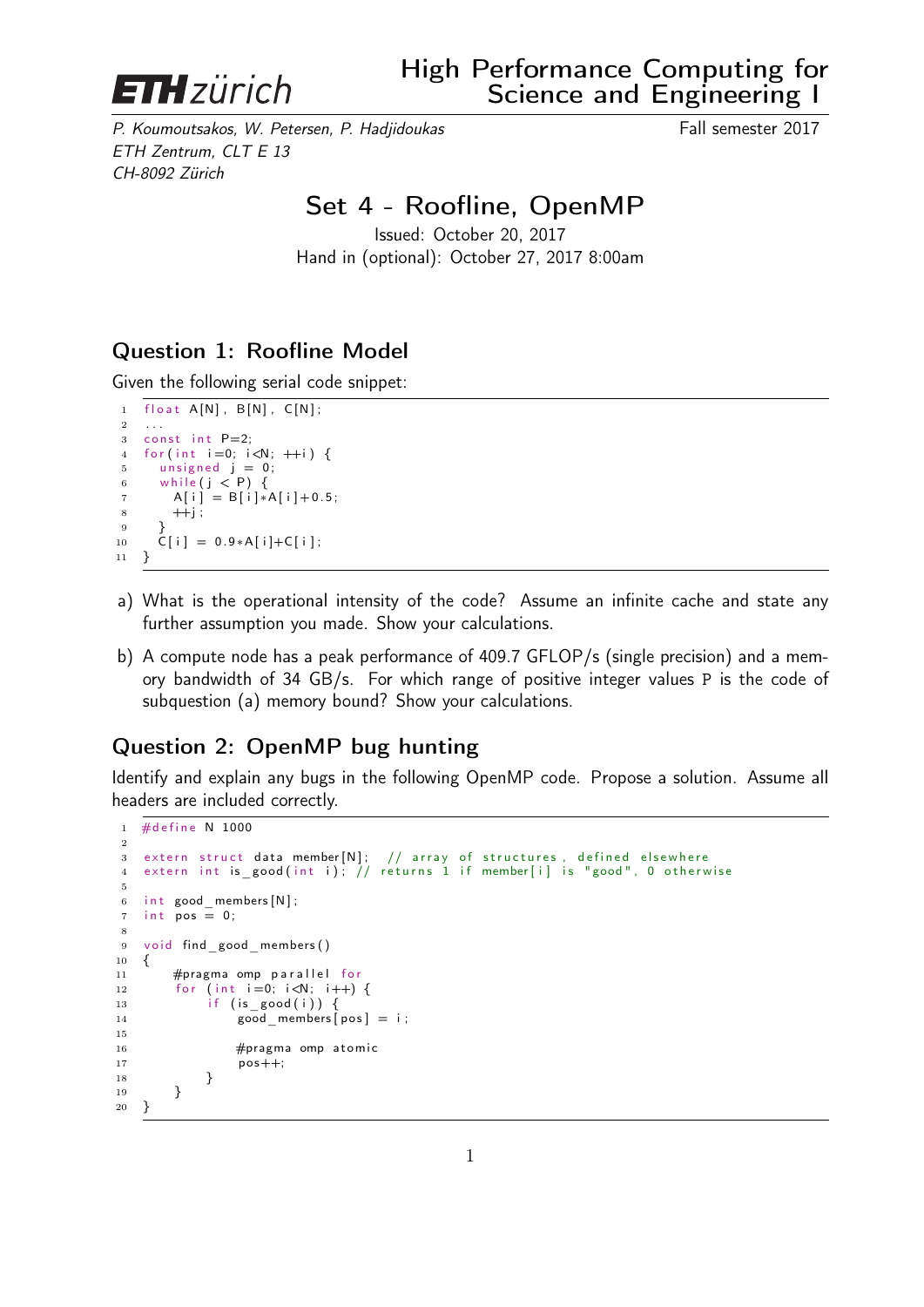# High Performance Computing for Science and Engineering I

*P. Koumoutsakos, W. Petersen, P. Hadjidoukas*
*ETH Zentrum, CLT E 13*
*CH-8092 Zürich*

Fall semester 2017

## Set 4 - Roofline, OpenMP

Issued: October 20, 2017
Hand in (optional): October 27, 2017 8:00am

### Question 1: Roofline Model

Given the following serial code snippet:

```
float A[N], B[N], C[N];
...
const int P=2;
for(int i=0; i<N; ++i) {
  unsigned j = 0;
  while(j < P) {
    A[i] = B[i]*A[i]+0.5;
    ++j;
  }
  C[i] = 0.9*A[i]+C[i];
}
```

a) What is the operational intensity of the code? Assume an infinite cache and state any further assumption you made. Show your calculations.

b) A compute node has a peak performance of 409.7 GFLOP/s (single precision) and a memory bandwidth of 34 GB/s. For which range of positive integer values P is the code of subquestion (a) memory bound? Show your calculations.

### Question 2: OpenMP bug hunting

Identify and explain any bugs in the following OpenMP code. Propose a solution. Assume all headers are included correctly.

```
#define N 1000

extern struct data member[N];  // array of structures, defined elsewhere
extern int is_good(int i); // returns 1 if member[i] is "good", 0 otherwise

int good_members[N];
int pos = 0;

void find_good_members()
{
    #pragma omp parallel for
    for (int i=0; i<N; i++) {
        if (is_good(i)) {
            good_members[pos] = i;

            #pragma omp atomic
            pos++;
        }
    }
}
```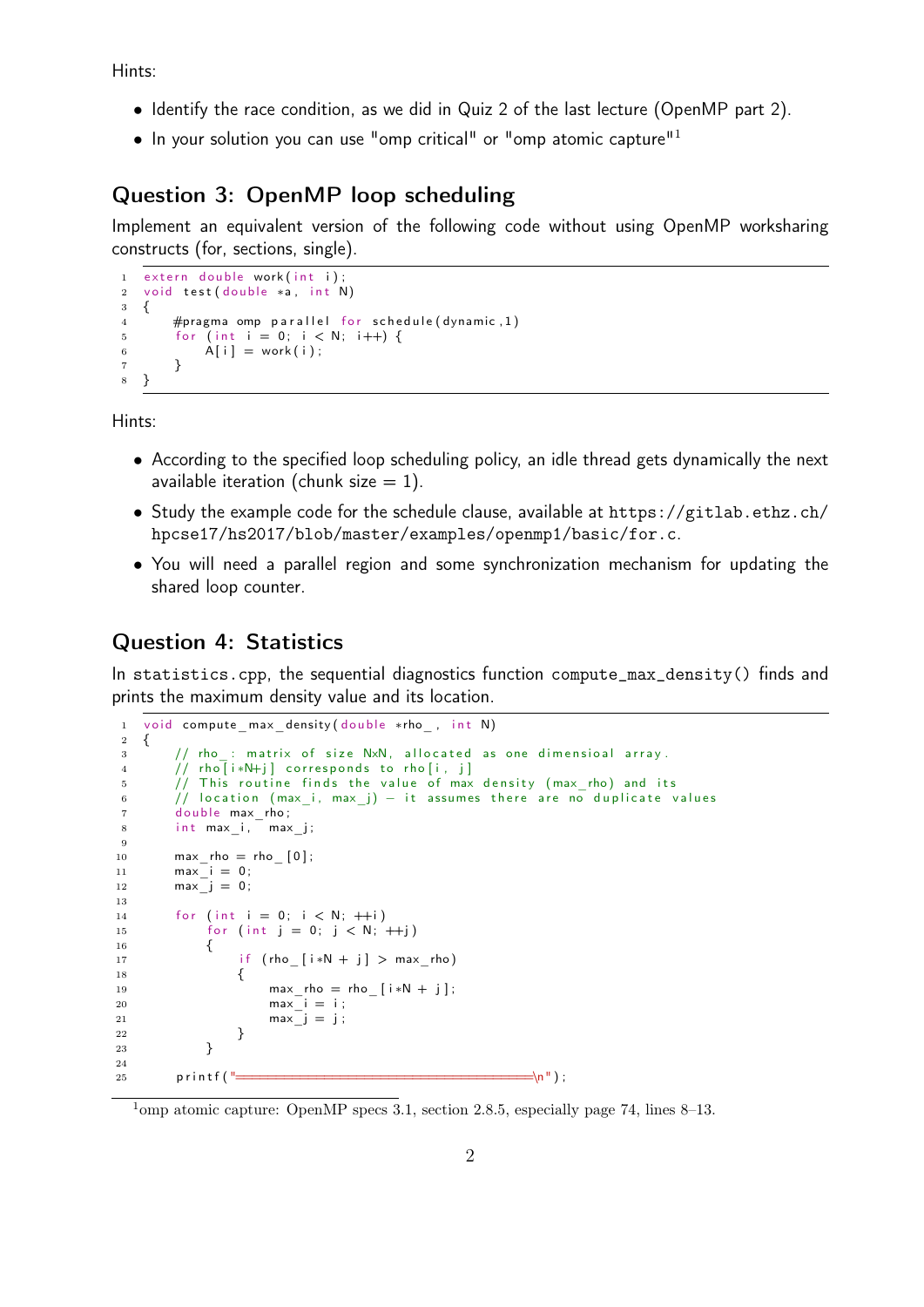Hints:

- Identify the race condition, as we did in Quiz 2 of the last lecture (OpenMP part 2).
- In your solution you can use "omp critical" or "omp atomic capture"[1]

## Question 3: OpenMP loop scheduling

Implement an equivalent version of the following code without using OpenMP worksharing constructs (for, sections, single).

```
extern double work(int i);
void test(double *a, int N)
{
    #pragma omp parallel for schedule(dynamic,1)
    for (int i = 0; i < N; i++) {
        A[i] = work(i);
    }
}
```

Hints:

- According to the specified loop scheduling policy, an idle thread gets dynamically the next available iteration (chunk size = 1).
- Study the example code for the schedule clause, available at https://gitlab.ethz.ch/hpcse17/hs2017/blob/master/examples/openmp1/basic/for.c.
- You will need a parallel region and some synchronization mechanism for updating the shared loop counter.

## Question 4: Statistics

In statistics.cpp, the sequential diagnostics function compute_max_density() finds and prints the maximum density value and its location.

```
void compute_max_density(double *rho_, int N)
{
    // rho_: matrix of size NxN, allocated as one dimensioal array.
    // rho[i*N+j] corresponds to rho[i, j]
    // This routine finds the value of max density (max_rho) and its
    // location (max_i, max_j) - it assumes there are no duplicate values
    double max_rho;
    int max_i, max_j;

    max_rho = rho_[0];
    max_i = 0;
    max_j = 0;

    for (int i = 0; i < N; ++i)
        for (int j = 0; j < N; ++j)
        {
            if (rho_[i*N + j] > max_rho)
            {
                max_rho = rho_[i*N + j];
                max_i = i;
                max_j = j;
            }
        }

    printf("=====================================\n");
```

[1] omp atomic capture: OpenMP specs 3.1, section 2.8.5, especially page 74, lines 8–13.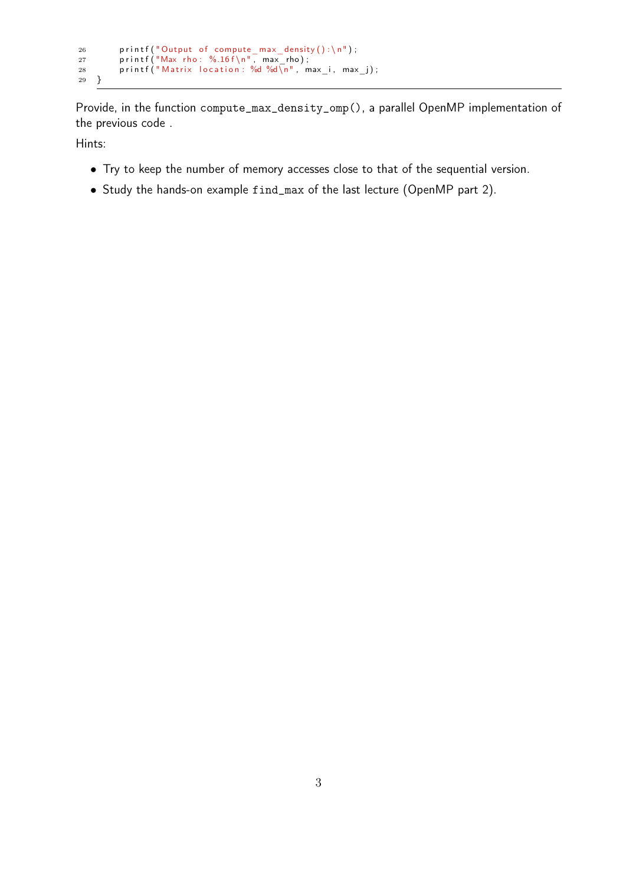```
26      printf("Output of compute_max_density():\n");
27      printf("Max rho: %.16f\n", max_rho);
28      printf("Matrix location: %d %d\n", max_i, max_j);
29  }
```

Provide, in the function `compute_max_density_omp()`, a parallel OpenMP implementation of the previous code .

Hints:

- Try to keep the number of memory accesses close to that of the sequential version.
- Study the hands-on example `find_max` of the last lecture (OpenMP part 2).